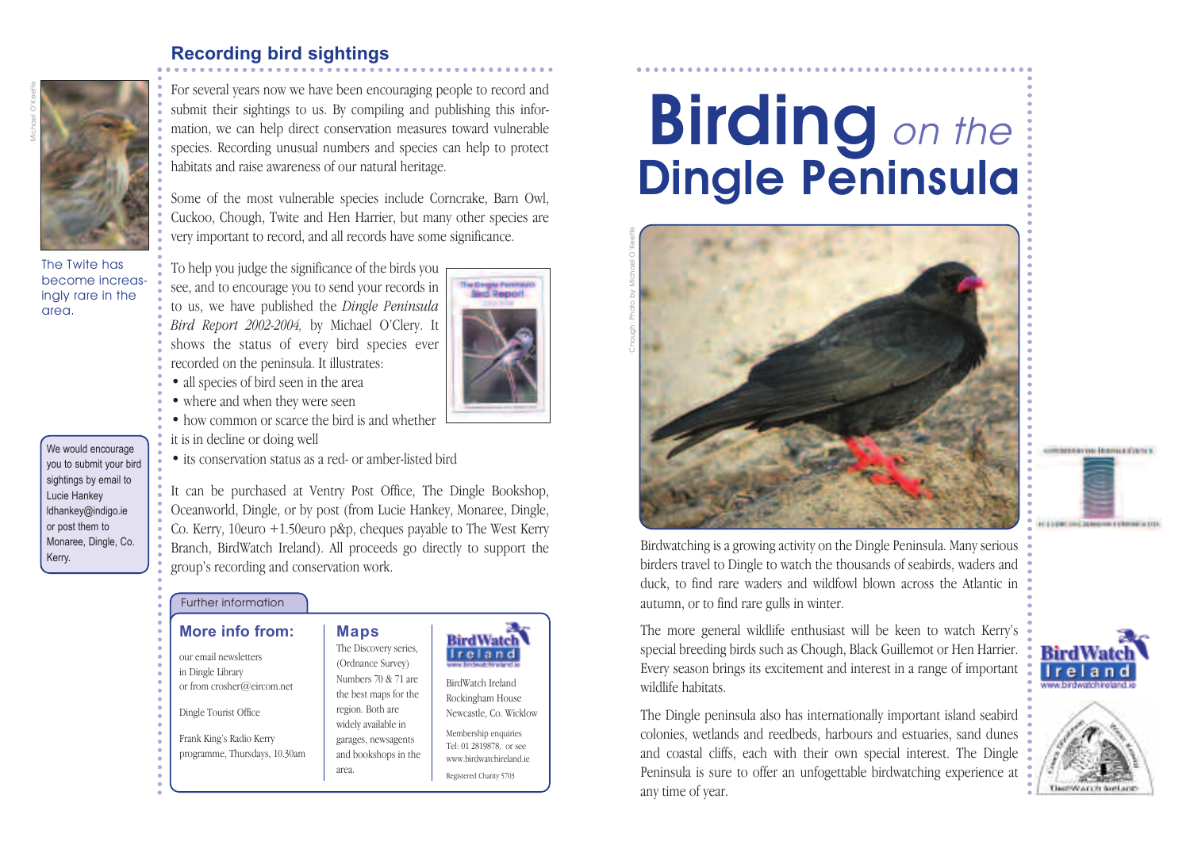## Recording bird sightings

Michael O'Keeffe

The Twite has become increasingly rare in the area.

We would encourage you to submit your bird sightings by email to Lucie Hankey ldhankey@indigo.ie or post them to Monaree, Dingle, Co. Kerry.

For several years now we have been encouraging people to record and submit their sightings to us. By compiling and publishing this information, we can help direct conservation measures toward vulnerable species. Recording unusual numbers and species can help to protect habitats and raise awareness of our natural heritage.

Some of the most vulnerable species include Corncrake, Barn Owl, Cuckoo, Chough, Twite and Hen Harrier, but many other species are very important to record, and all records have some significance.

To help you judge the significance of the birds you see, and to encourage you to send your records in to us, we have published the *Dingle Peninsula Bird Report 2002-2004,* by Michael O'Clery. It shows the status of every bird species ever recorded on the peninsula. It illustrates:

- all species of bird seen in the area
- where and when they were seen
- how common or scarce the bird is and whether it is in decline or doing well
- its conservation status as a red- or amber-listed bird

It can be purchased at Ventry Post Office, The Dingle Bookshop, Oceanworld, Dingle, or by post (from Lucie Hankey, Monaree, Dingle, Co. Kerry, 10euro +1.50euro p&p, cheques payable to The West Kerry Branch, BirdWatch Ireland). All proceeds go directly to support the group's recording and conservation work.

Further information

### More info from:

our email newsletters in Dingle Library or from crosher@eircom.net

Dingle Tourist Office

Frank King's Radio Kerry programme, Thursdays, 10.30am

### Maps

The Discovery series, (Ordnance Survey) Numbers 70 & 71 are the best maps for the region. Both are widely available in garages, newsagents and bookshops in the area.

BirdWatch Ireland
www.birdwatchireland.ie

BirdWatch Ireland
Rockingham House
Newcastle, Co. Wicklow

Membership enquiries
Tel: 01 2819878, or see www.birdwatchireland.ie

Registered Charity 5703

# Birding *on the* Dingle Peninsula

Chough: Photo by Michael O'Keeffe

Birdwatching is a growing activity on the Dingle Peninsula. Many serious birders travel to Dingle to watch the thousands of seabirds, waders and duck, to find rare waders and wildfowl blown across the Atlantic in autumn, or to find rare gulls in winter.

The more general wildlife enthusiast will be keen to watch Kerry's special breeding birds such as Chough, Black Guillemot or Hen Harrier. Every season brings its excitement and interest in a range of important wildlife habitats.

The Dingle peninsula also has internationally important island seabird colonies, wetlands and reedbeds, harbours and estuaries, sand dunes and coastal cliffs, each with their own special interest. The Dingle Peninsula is sure to offer an unfogettable birdwatching experience at any time of year.

BirdWatch Ireland
www.birdwatchireland.ie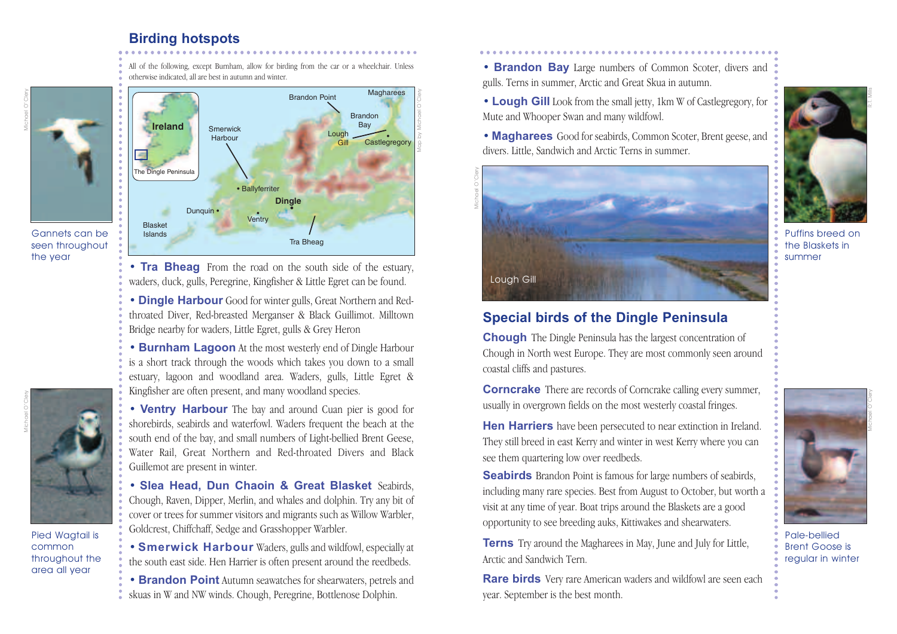## Birding hotspots

All of the following, except Burnham, allow for birding from the car or a wheelchair. Unless otherwise indicated, all are best in autumn and winter.

Gannets can be seen throughout the year

- **Tra Bheag** From the road on the south side of the estuary, waders, duck, gulls, Peregrine, Kingfisher & Little Egret can be found.
- **Dingle Harbour** Good for winter gulls, Great Northern and Red-throated Diver, Red-breasted Merganser & Black Guillimot. Milltown Bridge nearby for waders, Little Egret, gulls & Grey Heron
- **Burnham Lagoon** At the most westerly end of Dingle Harbour is a short track through the woods which takes you down to a small estuary, lagoon and woodland area. Waders, gulls, Little Egret & Kingfisher are often present, and many woodland species.
- **Ventry Harbour** The bay and around Cuan pier is good for shorebirds, seabirds and waterfowl. Waders frequent the beach at the south end of the bay, and small numbers of Light-bellied Brent Geese, Water Rail, Great Northern and Red-throated Divers and Black Guillemot are present in winter.
- **Slea Head, Dun Chaoin & Great Blasket** Seabirds, Chough, Raven, Dipper, Merlin, and whales and dolphin. Try any bit of cover or trees for summer visitors and migrants such as Willow Warbler, Goldcrest, Chiffchaff, Sedge and Grasshopper Warbler.
- **Smerwick Harbour** Waders, gulls and wildfowl, especially at the south east side. Hen Harrier is often present around the reedbeds.
- **Brandon Point** Autumn seawatches for shearwaters, petrels and skuas in W and NW winds. Chough, Peregrine, Bottlenose Dolphin.

Pied Wagtail is common throughout the area all year

- **Brandon Bay** Large numbers of Common Scoter, divers and gulls. Terns in summer, Arctic and Great Skua in autumn.
- **Lough Gill** Look from the small jetty, 1km W of Castlegregory, for Mute and Whooper Swan and many wildfowl.
- **Magharees** Good for seabirds, Common Scoter, Brent geese, and divers. Little, Sandwich and Arctic Terns in summer.

Lough Gill

Puffins breed on the Blaskets in summer

## Special birds of the Dingle Peninsula

**Chough** The Dingle Peninsula has the largest concentration of Chough in North west Europe. They are most commonly seen around coastal cliffs and pastures.

**Corncrake** There are records of Corncrake calling every summer, usually in overgrown fields on the most westerly coastal fringes.

**Hen Harriers** have been persecuted to near extinction in Ireland. They still breed in east Kerry and winter in west Kerry where you can see them quartering low over reedbeds.

**Seabirds** Brandon Point is famous for large numbers of seabirds, including many rare species. Best from August to October, but worth a visit at any time of year. Boat trips around the Blaskets are a good opportunity to see breeding auks, Kittiwakes and shearwaters.

**Terns** Try around the Magharees in May, June and July for Little, Arctic and Sandwich Tern.

**Rare birds** Very rare American waders and wildfowl are seen each year. September is the best month.

Pale-bellied Brent Goose is regular in winter